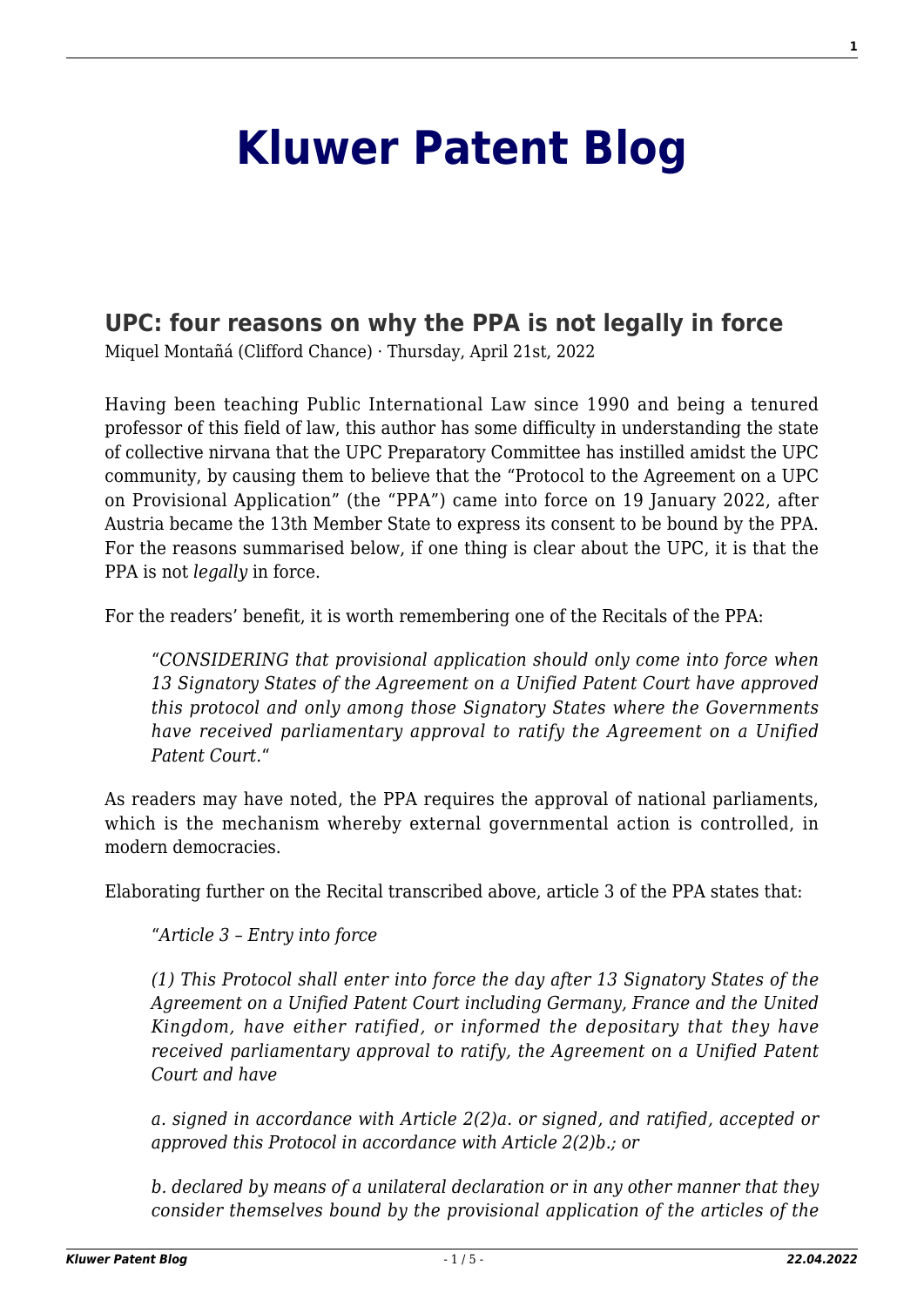# Kluwer Patent Blog

## UPC: four reasons on why the PPA is not legally in force

Miquel Montañá (Clifford Chance) · Thursday, April 21st, 2022

Having been teaching Public International Law since 1990 and being a tenured professor of this field of law, this author has some difficulty in understanding the state of collective nirvana that the UPC Preparatory Committee has instilled amidst the UPC community, by causing them to believe that the "Protocol to the Agreement on a UPC on Provisional Application" (the "PPA") came into force on 19 January 2022, after Austria became the 13th Member State to express its consent to be bound by the PPA. For the reasons summarised below, if one thing is clear about the UPC, it is that the PPA is not *legally* in force.

For the readers' benefit, it is worth remembering one of the Recitals of the PPA:

> "*CONSIDERING that provisional application should only come into force when 13 Signatory States of the Agreement on a Unified Patent Court have approved this protocol and only among those Signatory States where the Governments have received parliamentary approval to ratify the Agreement on a Unified Patent Court.*"

As readers may have noted, the PPA requires the approval of national parliaments, which is the mechanism whereby external governmental action is controlled, in modern democracies.

Elaborating further on the Recital transcribed above, article 3 of the PPA states that:

> "*Article 3 – Entry into force*
>
> *(1) This Protocol shall enter into force the day after 13 Signatory States of the Agreement on a Unified Patent Court including Germany, France and the United Kingdom, have either ratified, or informed the depositary that they have received parliamentary approval to ratify, the Agreement on a Unified Patent Court and have*
>
> *a. signed in accordance with Article 2(2)a. or signed, and ratified, accepted or approved this Protocol in accordance with Article 2(2)b.; or*
>
> *b. declared by means of a unilateral declaration or in any other manner that they consider themselves bound by the provisional application of the articles of the*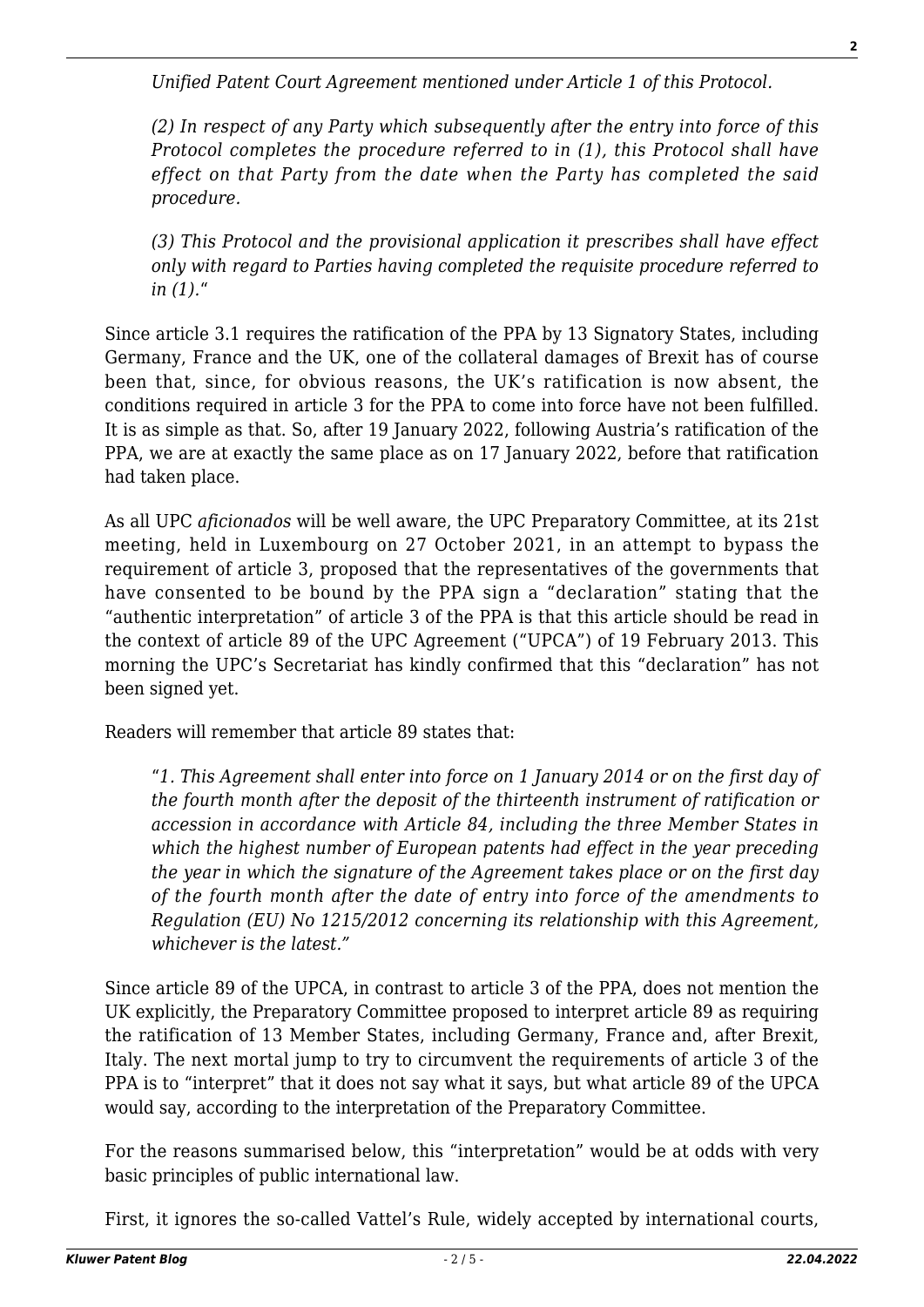*Unified Patent Court Agreement mentioned under Article 1 of this Protocol.*

*(2) In respect of any Party which subsequently after the entry into force of this Protocol completes the procedure referred to in (1), this Protocol shall have effect on that Party from the date when the Party has completed the said procedure.*

*(3) This Protocol and the provisional application it prescribes shall have effect only with regard to Parties having completed the requisite procedure referred to in (1).*"

Since article 3.1 requires the ratification of the PPA by 13 Signatory States, including Germany, France and the UK, one of the collateral damages of Brexit has of course been that, since, for obvious reasons, the UK's ratification is now absent, the conditions required in article 3 for the PPA to come into force have not been fulfilled. It is as simple as that. So, after 19 January 2022, following Austria's ratification of the PPA, we are at exactly the same place as on 17 January 2022, before that ratification had taken place.

As all UPC *aficionados* will be well aware, the UPC Preparatory Committee, at its 21st meeting, held in Luxembourg on 27 October 2021, in an attempt to bypass the requirement of article 3, proposed that the representatives of the governments that have consented to be bound by the PPA sign a "declaration" stating that the "authentic interpretation" of article 3 of the PPA is that this article should be read in the context of article 89 of the UPC Agreement ("UPCA") of 19 February 2013. This morning the UPC's Secretariat has kindly confirmed that this "declaration" has not been signed yet.

Readers will remember that article 89 states that:

"*1. This Agreement shall enter into force on 1 January 2014 or on the first day of the fourth month after the deposit of the thirteenth instrument of ratification or accession in accordance with Article 84, including the three Member States in which the highest number of European patents had effect in the year preceding the year in which the signature of the Agreement takes place or on the first day of the fourth month after the date of entry into force of the amendments to Regulation (EU) No 1215/2012 concerning its relationship with this Agreement, whichever is the latest.*"

Since article 89 of the UPCA, in contrast to article 3 of the PPA, does not mention the UK explicitly, the Preparatory Committee proposed to interpret article 89 as requiring the ratification of 13 Member States, including Germany, France and, after Brexit, Italy. The next mortal jump to try to circumvent the requirements of article 3 of the PPA is to "interpret" that it does not say what it says, but what article 89 of the UPCA would say, according to the interpretation of the Preparatory Committee.

For the reasons summarised below, this "interpretation" would be at odds with very basic principles of public international law.

First, it ignores the so-called Vattel's Rule, widely accepted by international courts,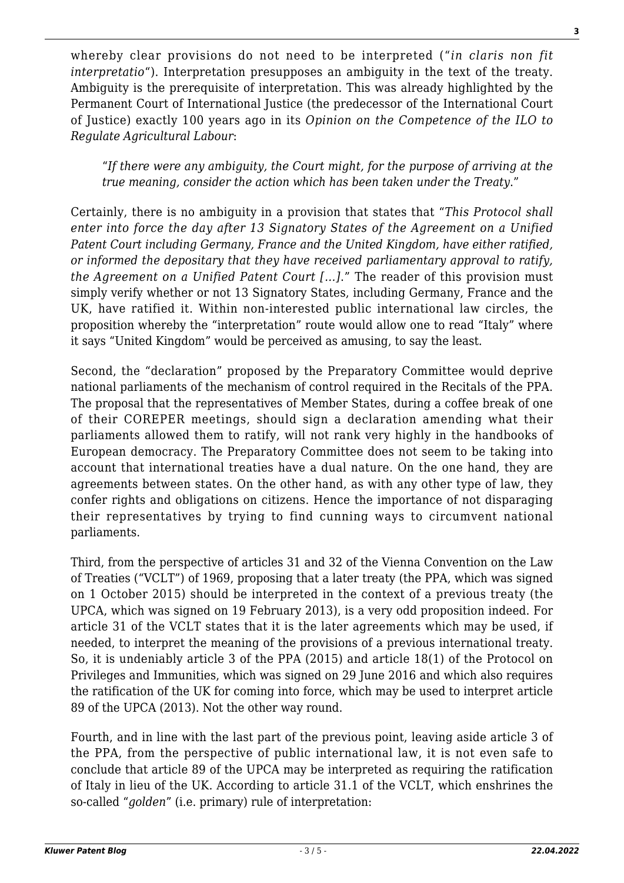whereby clear provisions do not need to be interpreted ("*in claris non fit interpretatio*"). Interpretation presupposes an ambiguity in the text of the treaty. Ambiguity is the prerequisite of interpretation. This was already highlighted by the Permanent Court of International Justice (the predecessor of the International Court of Justice) exactly 100 years ago in its *Opinion on the Competence of the ILO to Regulate Agricultural Labour*:

> "*If there were any ambiguity, the Court might, for the purpose of arriving at the true meaning, consider the action which has been taken under the Treaty.*"

Certainly, there is no ambiguity in a provision that states that "*This Protocol shall enter into force the day after 13 Signatory States of the Agreement on a Unified Patent Court including Germany, France and the United Kingdom, have either ratified, or informed the depositary that they have received parliamentary approval to ratify, the Agreement on a Unified Patent Court […].*" The reader of this provision must simply verify whether or not 13 Signatory States, including Germany, France and the UK, have ratified it. Within non-interested public international law circles, the proposition whereby the "interpretation" route would allow one to read "Italy" where it says "United Kingdom" would be perceived as amusing, to say the least.

Second, the "declaration" proposed by the Preparatory Committee would deprive national parliaments of the mechanism of control required in the Recitals of the PPA. The proposal that the representatives of Member States, during a coffee break of one of their COREPER meetings, should sign a declaration amending what their parliaments allowed them to ratify, will not rank very highly in the handbooks of European democracy. The Preparatory Committee does not seem to be taking into account that international treaties have a dual nature. On the one hand, they are agreements between states. On the other hand, as with any other type of law, they confer rights and obligations on citizens. Hence the importance of not disparaging their representatives by trying to find cunning ways to circumvent national parliaments.

Third, from the perspective of articles 31 and 32 of the Vienna Convention on the Law of Treaties ("VCLT") of 1969, proposing that a later treaty (the PPA, which was signed on 1 October 2015) should be interpreted in the context of a previous treaty (the UPCA, which was signed on 19 February 2013), is a very odd proposition indeed. For article 31 of the VCLT states that it is the later agreements which may be used, if needed, to interpret the meaning of the provisions of a previous international treaty. So, it is undeniably article 3 of the PPA (2015) and article 18(1) of the Protocol on Privileges and Immunities, which was signed on 29 June 2016 and which also requires the ratification of the UK for coming into force, which may be used to interpret article 89 of the UPCA (2013). Not the other way round.

Fourth, and in line with the last part of the previous point, leaving aside article 3 of the PPA, from the perspective of public international law, it is not even safe to conclude that article 89 of the UPCA may be interpreted as requiring the ratification of Italy in lieu of the UK. According to article 31.1 of the VCLT, which enshrines the so-called "*golden*" (i.e. primary) rule of interpretation: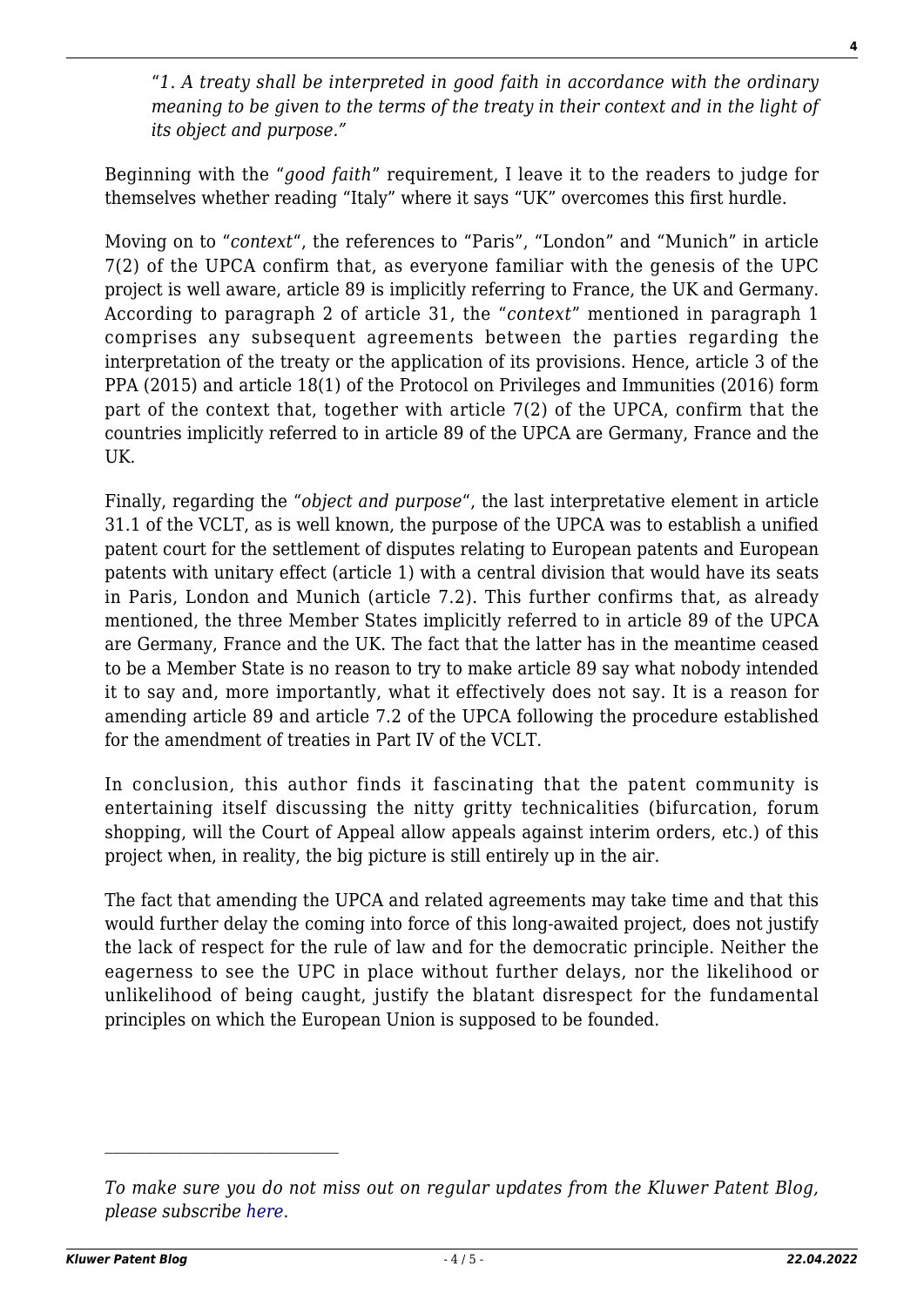> "*1. A treaty shall be interpreted in good faith in accordance with the ordinary meaning to be given to the terms of the treaty in their context and in the light of its object and purpose.*"

Beginning with the "*good faith*" requirement, I leave it to the readers to judge for themselves whether reading "Italy" where it says "UK" overcomes this first hurdle.

Moving on to "*context*", the references to "Paris", "London" and "Munich" in article 7(2) of the UPCA confirm that, as everyone familiar with the genesis of the UPC project is well aware, article 89 is implicitly referring to France, the UK and Germany. According to paragraph 2 of article 31, the "*context*" mentioned in paragraph 1 comprises any subsequent agreements between the parties regarding the interpretation of the treaty or the application of its provisions. Hence, article 3 of the PPA (2015) and article 18(1) of the Protocol on Privileges and Immunities (2016) form part of the context that, together with article 7(2) of the UPCA, confirm that the countries implicitly referred to in article 89 of the UPCA are Germany, France and the UK.

Finally, regarding the "*object and purpose*", the last interpretative element in article 31.1 of the VCLT, as is well known, the purpose of the UPCA was to establish a unified patent court for the settlement of disputes relating to European patents and European patents with unitary effect (article 1) with a central division that would have its seats in Paris, London and Munich (article 7.2). This further confirms that, as already mentioned, the three Member States implicitly referred to in article 89 of the UPCA are Germany, France and the UK. The fact that the latter has in the meantime ceased to be a Member State is no reason to try to make article 89 say what nobody intended it to say and, more importantly, what it effectively does not say. It is a reason for amending article 89 and article 7.2 of the UPCA following the procedure established for the amendment of treaties in Part IV of the VCLT.

In conclusion, this author finds it fascinating that the patent community is entertaining itself discussing the nitty gritty technicalities (bifurcation, forum shopping, will the Court of Appeal allow appeals against interim orders, etc.) of this project when, in reality, the big picture is still entirely up in the air.

The fact that amending the UPCA and related agreements may take time and that this would further delay the coming into force of this long-awaited project, does not justify the lack of respect for the rule of law and for the democratic principle. Neither the eagerness to see the UPC in place without further delays, nor the likelihood or unlikelihood of being caught, justify the blatant disrespect for the fundamental principles on which the European Union is supposed to be founded.

---

*To make sure you do not miss out on regular updates from the Kluwer Patent Blog, please subscribe here.*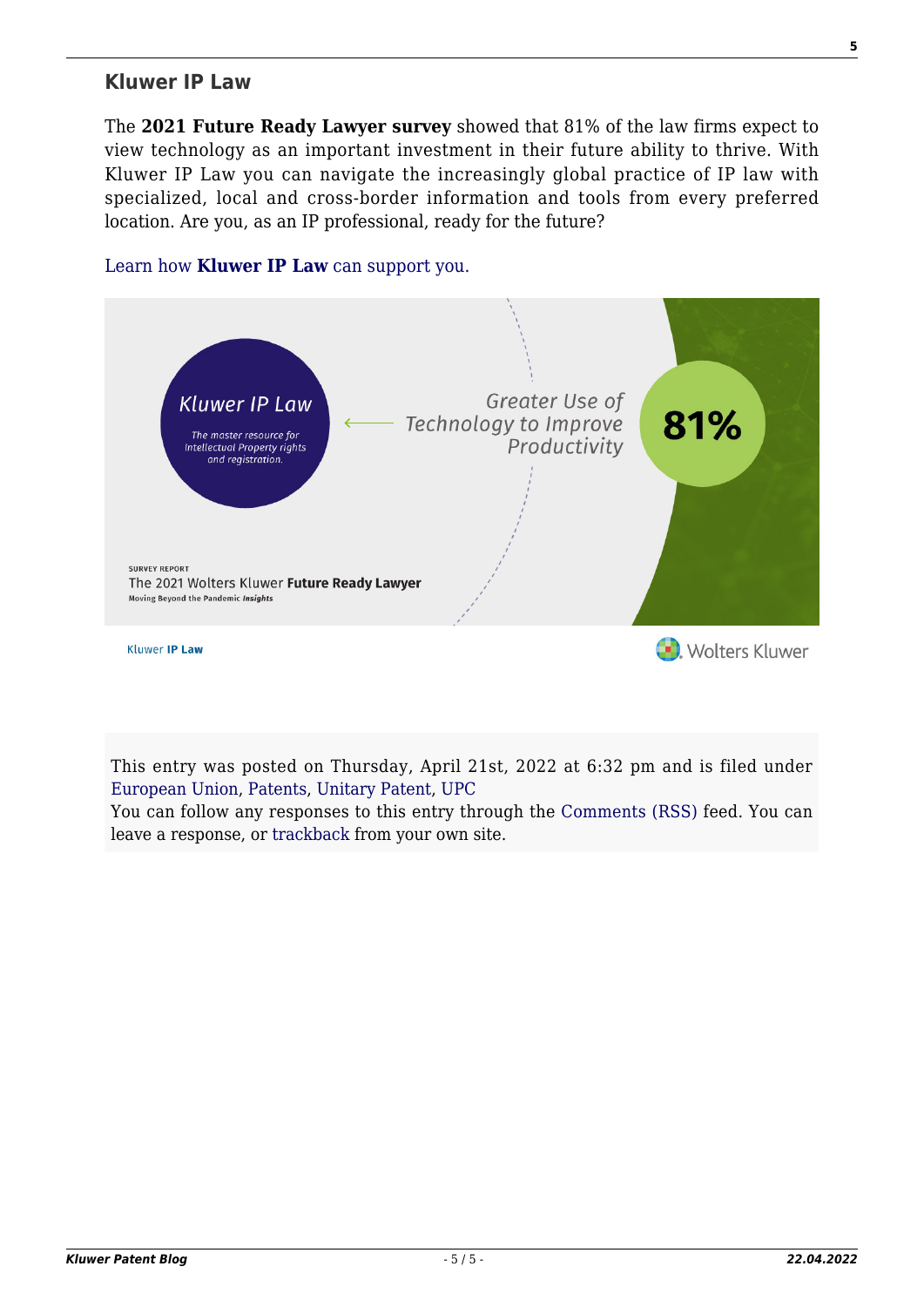## Kluwer IP Law

The **2021 Future Ready Lawyer survey** showed that 81% of the law firms expect to view technology as an important investment in their future ability to thrive. With Kluwer IP Law you can navigate the increasingly global practice of IP law with specialized, local and cross-border information and tools from every preferred location. Are you, as an IP professional, ready for the future?

Learn how **Kluwer IP Law** can support you.

Kluwer IP Law

The master resource for Intellectual Property rights and registration.

Greater Use of Technology to Improve Productivity

81%

SURVEY REPORT

The 2021 Wolters Kluwer **Future Ready Lawyer**

Moving Beyond the Pandemic *Insights*

Kluwer **IP Law**

Wolters Kluwer

This entry was posted on Thursday, April 21st, 2022 at 6:32 pm and is filed under European Union, Patents, Unitary Patent, UPC

You can follow any responses to this entry through the Comments (RSS) feed. You can leave a response, or trackback from your own site.